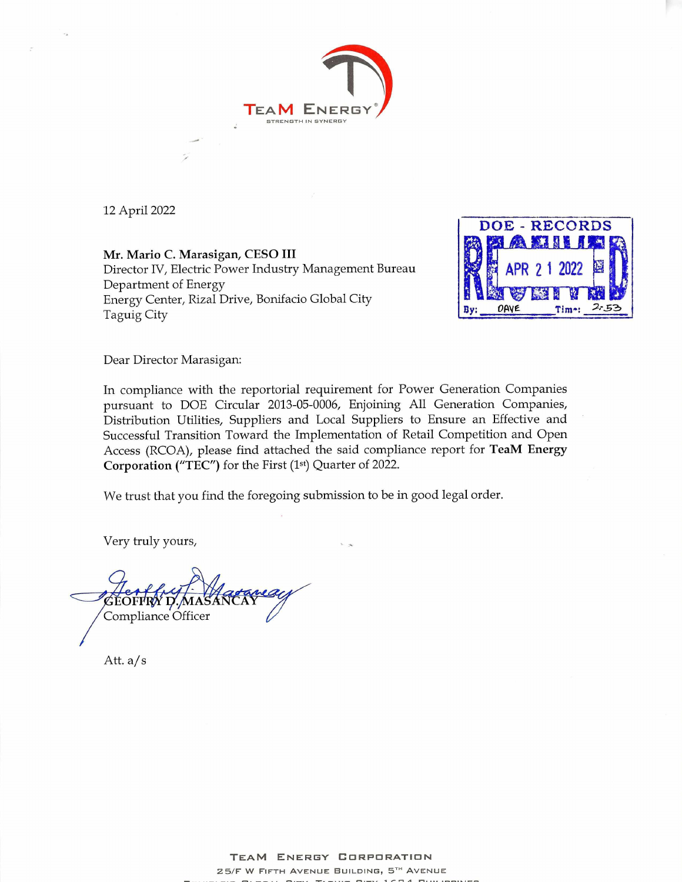TEAM ENERGY®
STRENGTH IN SYNERGY

12 April 2022

DOE - RECORDS
RECEIVED
APR 21 2022
By: DAVE Time: 2:53

**Mr. Mario C. Marasigan, CESO III**
Director IV, Electric Power Industry Management Bureau
Department of Energy
Energy Center, Rizal Drive, Bonifacio Global City
Taguig City

Dear Director Marasigan:

In compliance with the reportorial requirement for Power Generation Companies pursuant to DOE Circular 2013-05-0006, Enjoining All Generation Companies, Distribution Utilities, Suppliers and Local Suppliers to Ensure an Effective and Successful Transition Toward the Implementation of Retail Competition and Open Access (RCOA), please find attached the said compliance report for **TeaM Energy Corporation ("TEC")** for the First (1st) Quarter of 2022.

We trust that you find the foregoing submission to be in good legal order.

Very truly yours,

GEOFFRY D. MASANCAY
Compliance Officer

Att. a/s

TEAM ENERGY CORPORATION
25/F W FIFTH AVENUE BUILDING, 5TH AVENUE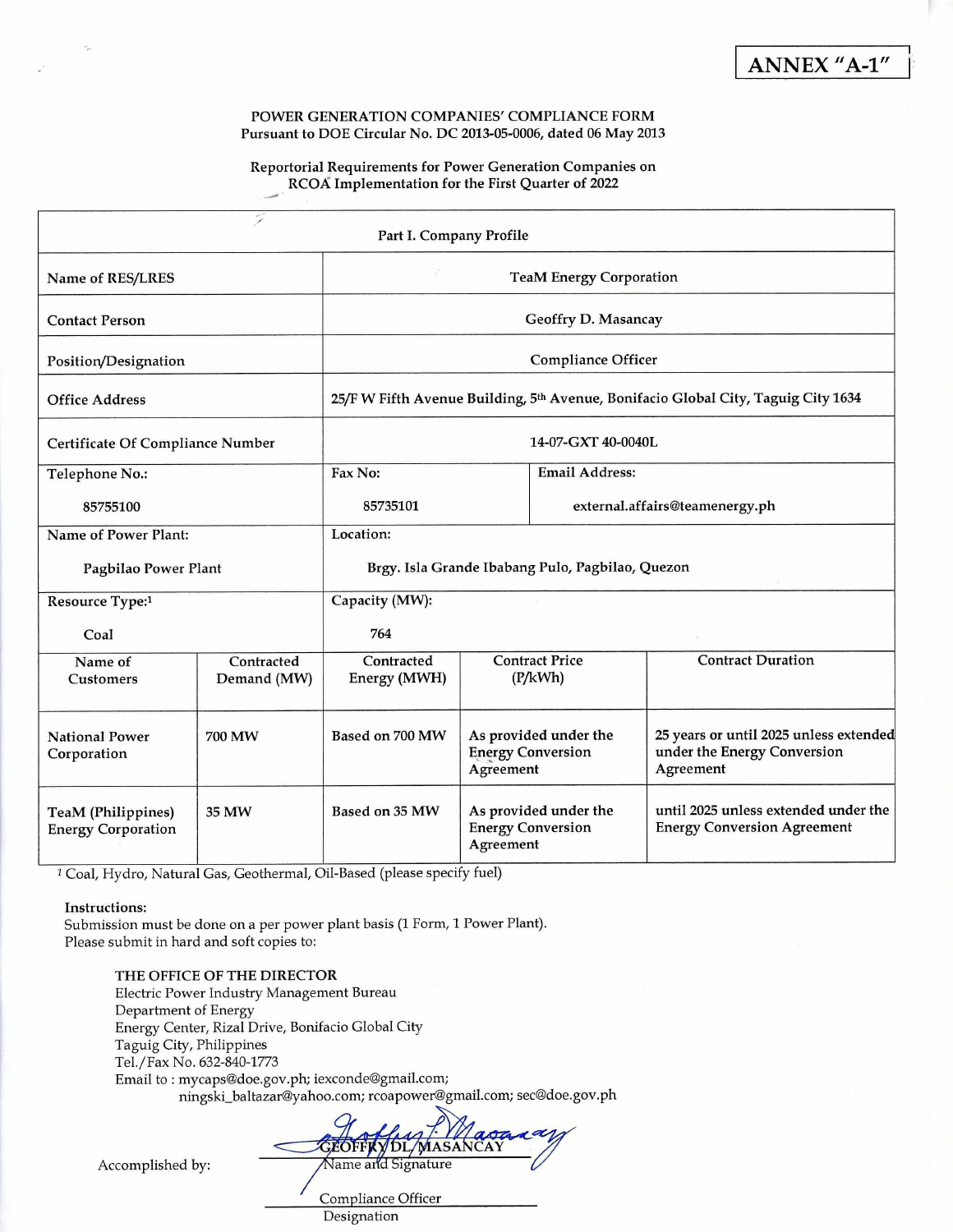**ANNEX "A-1"**

POWER GENERATION COMPANIES' COMPLIANCE FORM
Pursuant to DOE Circular No. DC 2013-05-0006, dated 06 May 2013

Reportorial Requirements for Power Generation Companies on RCOA Implementation for the First Quarter of 2022

| Part I. Company Profile | | | | |
|---|---|---|---|---|
| Name of RES/LRES | TeaM Energy Corporation | | | |
| Contact Person | Geoffry D. Masancay | | | |
| Position/Designation | Compliance Officer | | | |
| Office Address | 25/F W Fifth Avenue Building, 5th Avenue, Bonifacio Global City, Taguig City 1634 | | | |
| Certificate Of Compliance Number | 14-07-GXT 40-0040L | | | |
| Telephone No.: 85755100 | | Fax No: 85735101 | Email Address: external.affairs@teamenergy.ph | |
| Name of Power Plant: Pagbilao Power Plant | | Location: Brgy. Isla Grande Ibabang Pulo, Pagbilao, Quezon | | |
| Resource Type:[1] Coal | | Capacity (MW): 764 | | |
| Name of Customers | Contracted Demand (MW) | Contracted Energy (MWH) | Contract Price (P/kWh) | Contract Duration |
| National Power Corporation | 700 MW | Based on 700 MW | As provided under the Energy Conversion Agreement | 25 years or until 2025 unless extended under the Energy Conversion Agreement |
| TeaM (Philippines) Energy Corporation | 35 MW | Based on 35 MW | As provided under the Energy Conversion Agreement | until 2025 unless extended under the Energy Conversion Agreement |

[1] Coal, Hydro, Natural Gas, Geothermal, Oil-Based (please specify fuel)

**Instructions:**
Submission must be done on a per power plant basis (1 Form, 1 Power Plant).
Please submit in hard and soft copies to:

THE OFFICE OF THE DIRECTOR
Electric Power Industry Management Bureau
Department of Energy
Energy Center, Rizal Drive, Bonifacio Global City
Taguig City, Philippines
Tel./Fax No. 632-840-1773
Email to : mycaps@doe.gov.ph; iexconde@gmail.com; ningski_baltazar@yahoo.com; rcoapower@gmail.com; sec@doe.gov.ph

Accomplished by: GEOFFRY DL MASANCAY
Name and Signature

Compliance Officer
Designation